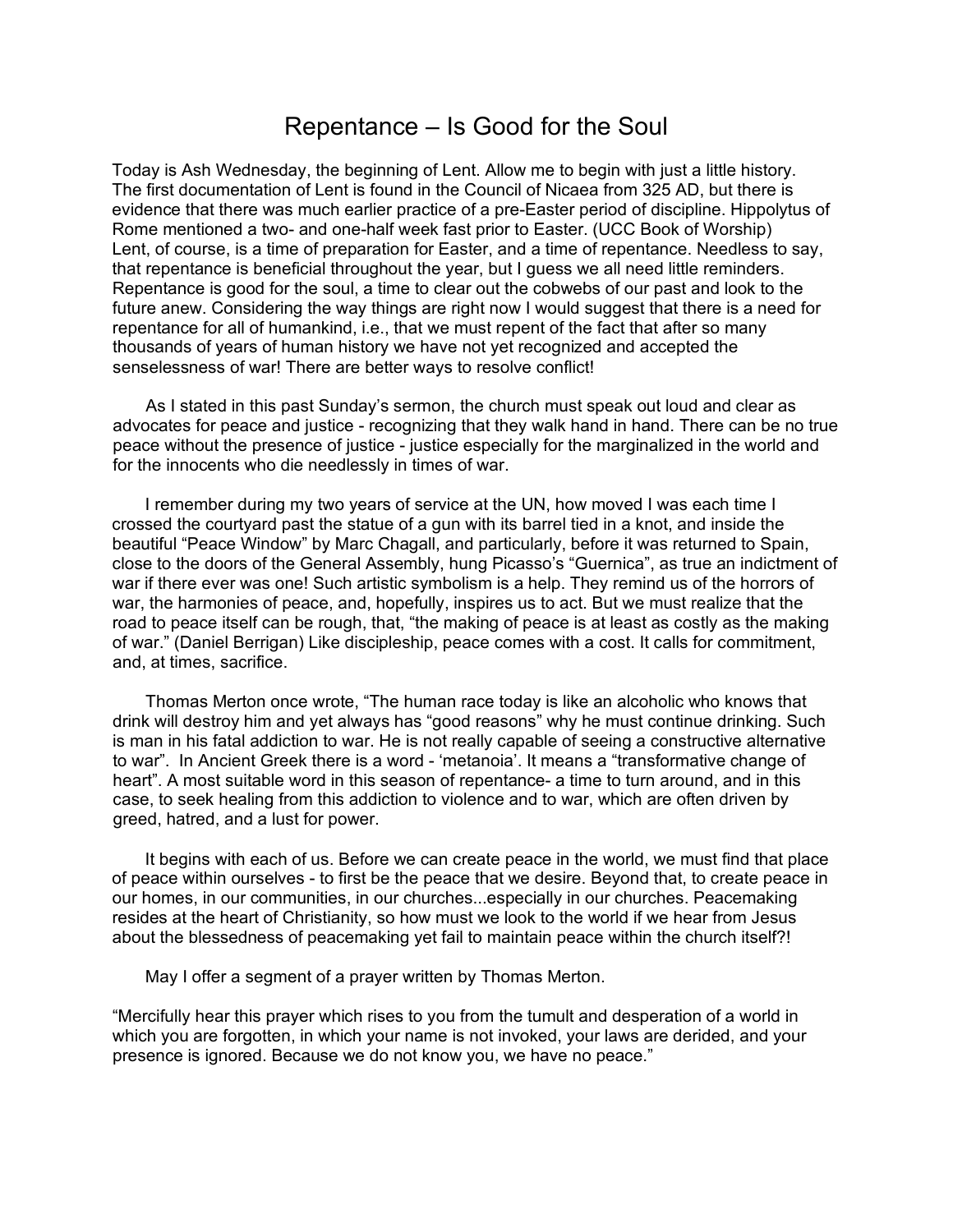# Repentance – Is Good for the Soul

Today is Ash Wednesday, the beginning of Lent. Allow me to begin with just a little history. The first documentation of Lent is found in the Council of Nicaea from 325 AD, but there is evidence that there was much earlier practice of a pre-Easter period of discipline. Hippolytus of Rome mentioned a two- and one-half week fast prior to Easter. (UCC Book of Worship) Lent, of course, is a time of preparation for Easter, and a time of repentance. Needless to say, that repentance is beneficial throughout the year, but I guess we all need little reminders. Repentance is good for the soul, a time to clear out the cobwebs of our past and look to the future anew. Considering the way things are right now I would suggest that there is a need for repentance for all of humankind, i.e., that we must repent of the fact that after so many thousands of years of human history we have not yet recognized and accepted the senselessness of war! There are better ways to resolve conflict!

As I stated in this past Sunday's sermon, the church must speak out loud and clear as advocates for peace and justice - recognizing that they walk hand in hand. There can be no true peace without the presence of justice - justice especially for the marginalized in the world and for the innocents who die needlessly in times of war.

I remember during my two years of service at the UN, how moved I was each time I crossed the courtyard past the statue of a gun with its barrel tied in a knot, and inside the beautiful "Peace Window" by Marc Chagall, and particularly, before it was returned to Spain, close to the doors of the General Assembly, hung Picasso's "Guernica", as true an indictment of war if there ever was one! Such artistic symbolism is a help. They remind us of the horrors of war, the harmonies of peace, and, hopefully, inspires us to act. But we must realize that the road to peace itself can be rough, that, "the making of peace is at least as costly as the making of war." (Daniel Berrigan) Like discipleship, peace comes with a cost. It calls for commitment, and, at times, sacrifice.

Thomas Merton once wrote, "The human race today is like an alcoholic who knows that drink will destroy him and yet always has "good reasons" why he must continue drinking. Such is man in his fatal addiction to war. He is not really capable of seeing a constructive alternative to war". In Ancient Greek there is a word - 'metanoia'. It means a "transformative change of heart". A most suitable word in this season of repentance- a time to turn around, and in this case, to seek healing from this addiction to violence and to war, which are often driven by greed, hatred, and a lust for power.

It begins with each of us. Before we can create peace in the world, we must find that place of peace within ourselves - to first be the peace that we desire. Beyond that, to create peace in our homes, in our communities, in our churches...especially in our churches. Peacemaking resides at the heart of Christianity, so how must we look to the world if we hear from Jesus about the blessedness of peacemaking yet fail to maintain peace within the church itself?!

May I offer a segment of a prayer written by Thomas Merton.

"Mercifully hear this prayer which rises to you from the tumult and desperation of a world in which you are forgotten, in which your name is not invoked, your laws are derided, and your presence is ignored. Because we do not know you, we have no peace."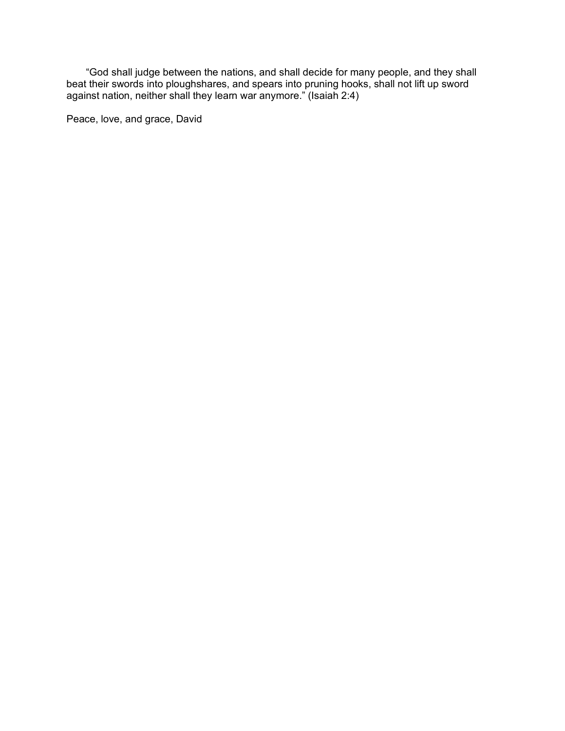“God shall judge between the nations, and shall decide for many people, and they shall beat their swords into ploughshares, and spears into pruning hooks, shall not lift up sword against nation, neither shall they learn war anymore.” (Isaiah 2:4)

Peace, love, and grace, David